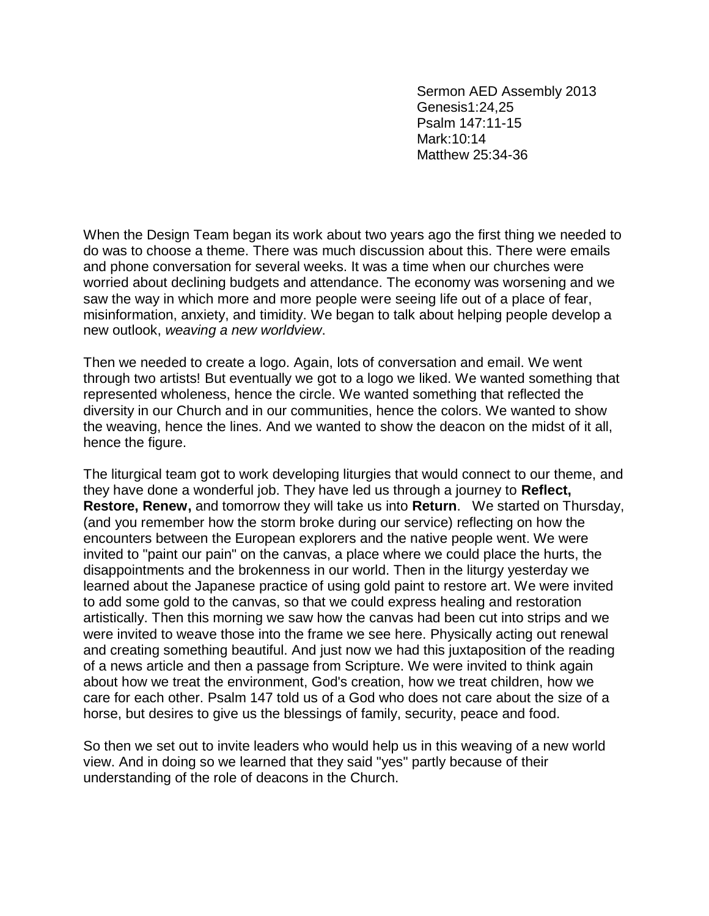Sermon AED Assembly 2013
Genesis1:24,25
Psalm 147:11-15
Mark:10:14
Matthew 25:34-36

When the Design Team began its work about two years ago the first thing we needed to do was to choose a theme. There was much discussion about this. There were emails and phone conversation for several weeks. It was a time when our churches were worried about declining budgets and attendance. The economy was worsening and we saw the way in which more and more people were seeing life out of a place of fear, misinformation, anxiety, and timidity. We began to talk about helping people develop a new outlook, *weaving a new worldview*.

Then we needed to create a logo. Again, lots of conversation and email. We went through two artists! But eventually we got to a logo we liked. We wanted something that represented wholeness, hence the circle. We wanted something that reflected the diversity in our Church and in our communities, hence the colors. We wanted to show the weaving, hence the lines. And we wanted to show the deacon on the midst of it all, hence the figure.

The liturgical team got to work developing liturgies that would connect to our theme, and they have done a wonderful job. They have led us through a journey to **Reflect, Restore, Renew,** and tomorrow they will take us into **Return**. We started on Thursday, (and you remember how the storm broke during our service) reflecting on how the encounters between the European explorers and the native people went. We were invited to "paint our pain" on the canvas, a place where we could place the hurts, the disappointments and the brokenness in our world. Then in the liturgy yesterday we learned about the Japanese practice of using gold paint to restore art. We were invited to add some gold to the canvas, so that we could express healing and restoration artistically. Then this morning we saw how the canvas had been cut into strips and we were invited to weave those into the frame we see here. Physically acting out renewal and creating something beautiful. And just now we had this juxtaposition of the reading of a news article and then a passage from Scripture. We were invited to think again about how we treat the environment, God's creation, how we treat children, how we care for each other. Psalm 147 told us of a God who does not care about the size of a horse, but desires to give us the blessings of family, security, peace and food.

So then we set out to invite leaders who would help us in this weaving of a new world view. And in doing so we learned that they said "yes" partly because of their understanding of the role of deacons in the Church.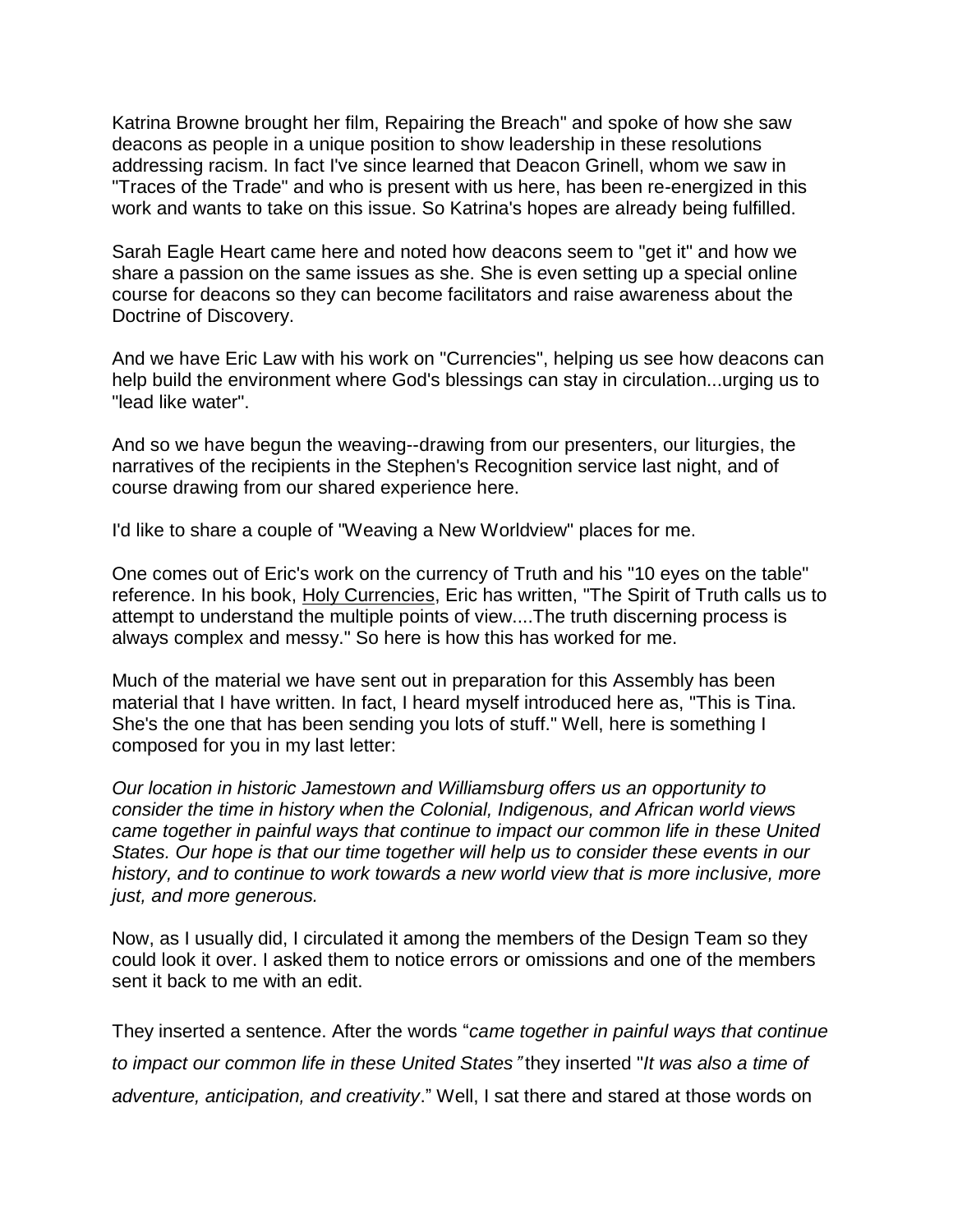Katrina Browne brought her film, Repairing the Breach" and spoke of how she saw deacons as people in a unique position to show leadership in these resolutions addressing racism. In fact I've since learned that Deacon Grinell, whom we saw in "Traces of the Trade" and who is present with us here, has been re-energized in this work and wants to take on this issue. So Katrina's hopes are already being fulfilled.

Sarah Eagle Heart came here and noted how deacons seem to "get it" and how we share a passion on the same issues as she. She is even setting up a special online course for deacons so they can become facilitators and raise awareness about the Doctrine of Discovery.

And we have Eric Law with his work on "Currencies", helping us see how deacons can help build the environment where God's blessings can stay in circulation...urging us to "lead like water".

And so we have begun the weaving--drawing from our presenters, our liturgies, the narratives of the recipients in the Stephen's Recognition service last night, and of course drawing from our shared experience here.

I'd like to share a couple of "Weaving a New Worldview" places for me.

One comes out of Eric's work on the currency of Truth and his "10 eyes on the table" reference. In his book, <u>Holy Currencies</u>, Eric has written, "The Spirit of Truth calls us to attempt to understand the multiple points of view....The truth discerning process is always complex and messy." So here is how this has worked for me.

Much of the material we have sent out in preparation for this Assembly has been material that I have written. In fact, I heard myself introduced here as, "This is Tina. She's the one that has been sending you lots of stuff." Well, here is something I composed for you in my last letter:

*Our location in historic Jamestown and Williamsburg offers us an opportunity to consider the time in history when the Colonial, Indigenous, and African world views came together in painful ways that continue to impact our common life in these United States. Our hope is that our time together will help us to consider these events in our history, and to continue to work towards a new world view that is more inclusive, more just, and more generous.*

Now, as I usually did, I circulated it among the members of the Design Team so they could look it over. I asked them to notice errors or omissions and one of the members sent it back to me with an edit.

They inserted a sentence. After the words "*came together in painful ways that continue to impact our common life in these United States"* they inserted "*It was also a time of adventure, anticipation, and creativity*." Well, I sat there and stared at those words on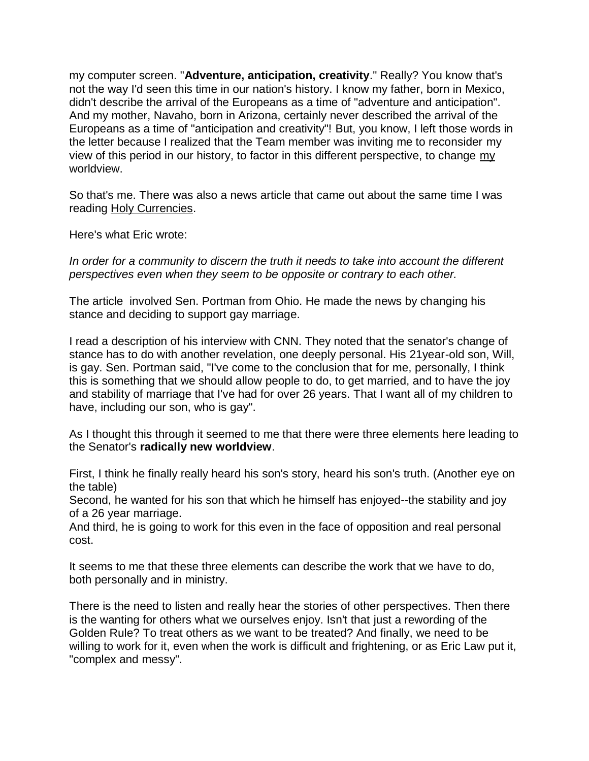my computer screen. "**Adventure, anticipation, creativity**." Really? You know that's not the way I'd seen this time in our nation's history. I know my father, born in Mexico, didn't describe the arrival of the Europeans as a time of "adventure and anticipation". And my mother, Navaho, born in Arizona, certainly never described the arrival of the Europeans as a time of "anticipation and creativity"! But, you know, I left those words in the letter because I realized that the Team member was inviting me to reconsider my view of this period in our history, to factor in this different perspective, to change <u>my</u> worldview.

So that's me. There was also a news article that came out about the same time I was reading <u>Holy Currencies</u>.

Here's what Eric wrote:

*In order for a community to discern the truth it needs to take into account the different perspectives even when they seem to be opposite or contrary to each other.*

The article involved Sen. Portman from Ohio. He made the news by changing his stance and deciding to support gay marriage.

I read a description of his interview with CNN. They noted that the senator's change of stance has to do with another revelation, one deeply personal. His 21year-old son, Will, is gay. Sen. Portman said, "I've come to the conclusion that for me, personally, I think this is something that we should allow people to do, to get married, and to have the joy and stability of marriage that I've had for over 26 years. That I want all of my children to have, including our son, who is gay".

As I thought this through it seemed to me that there were three elements here leading to the Senator's **radically new worldview**.

First, I think he finally really heard his son's story, heard his son's truth. (Another eye on the table)
Second, he wanted for his son that which he himself has enjoyed--the stability and joy of a 26 year marriage.
And third, he is going to work for this even in the face of opposition and real personal cost.

It seems to me that these three elements can describe the work that we have to do, both personally and in ministry.

There is the need to listen and really hear the stories of other perspectives. Then there is the wanting for others what we ourselves enjoy. Isn't that just a rewording of the Golden Rule? To treat others as we want to be treated? And finally, we need to be willing to work for it, even when the work is difficult and frightening, or as Eric Law put it, "complex and messy".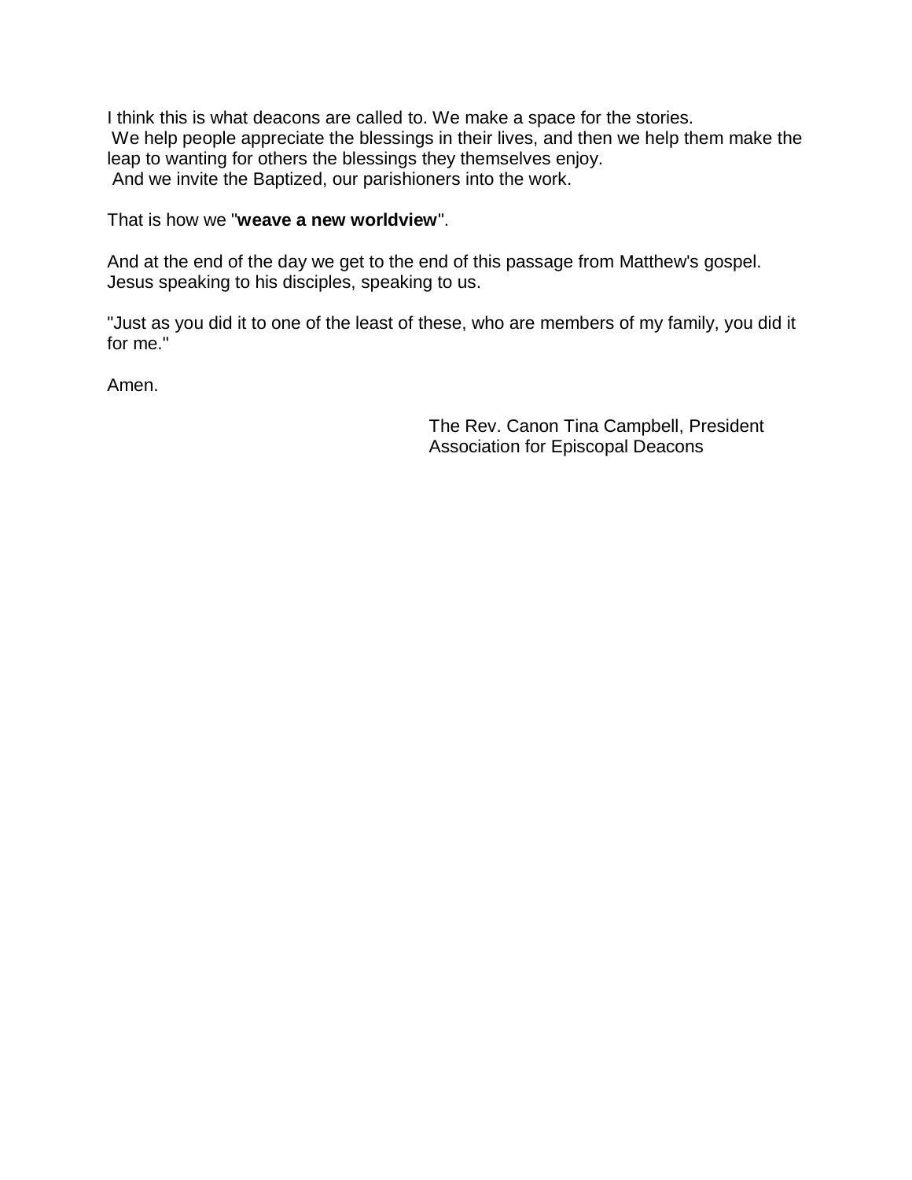I think this is what deacons are called to. We make a space for the stories.
We help people appreciate the blessings in their lives, and then we help them make the leap to wanting for others the blessings they themselves enjoy.
And we invite the Baptized, our parishioners into the work.

That is how we "**weave a new worldview**".

And at the end of the day we get to the end of this passage from Matthew's gospel. Jesus speaking to his disciples, speaking to us.

"Just as you did it to one of the least of these, who are members of my family, you did it for me."

Amen.

The Rev. Canon Tina Campbell, President
Association for Episcopal Deacons